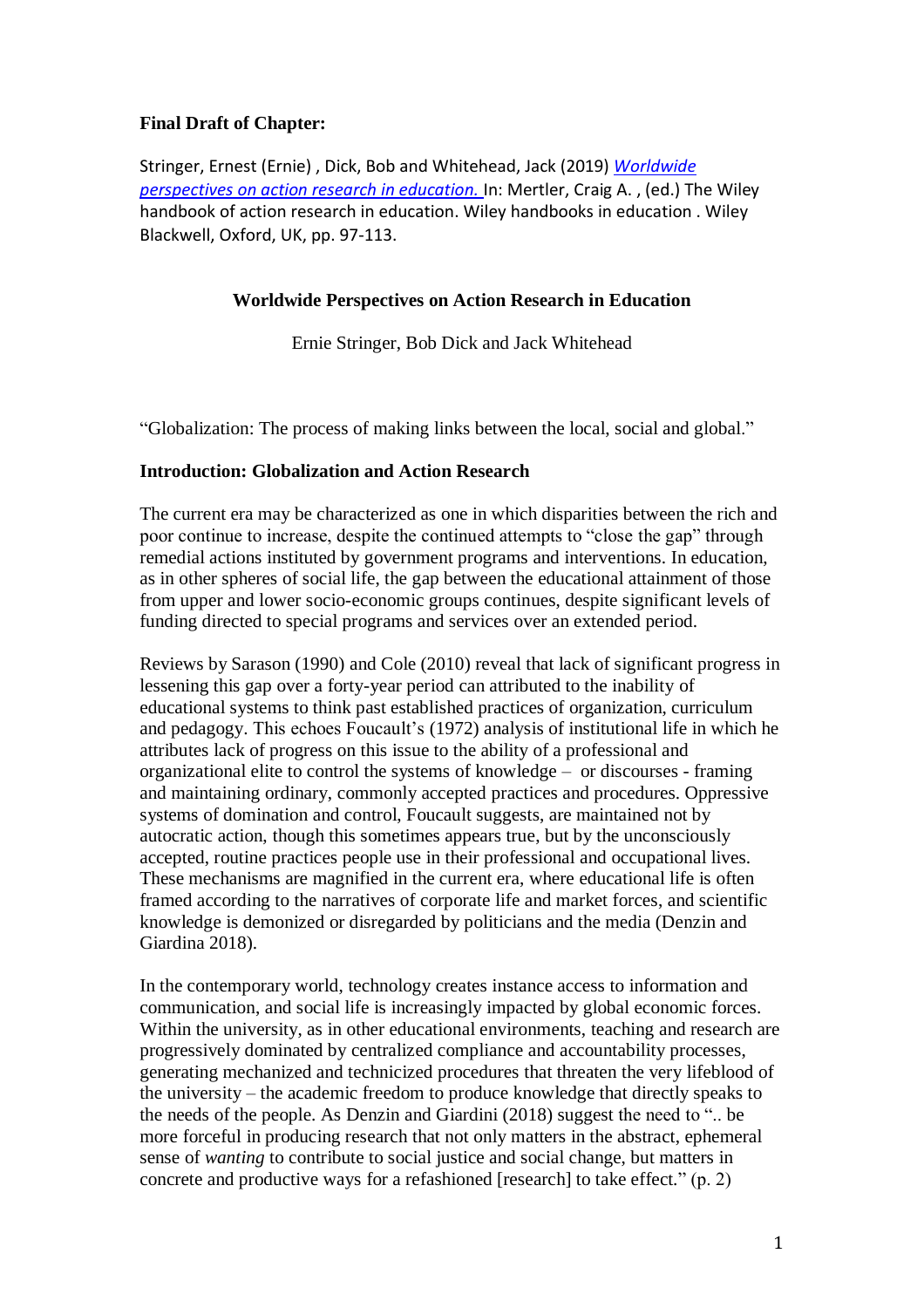**Final Draft of Chapter:**

Stringer, Ernest (Ernie) , Dick, Bob and Whitehead, Jack (2019) *Worldwide perspectives on action research in education.* In: Mertler, Craig A. , (ed.) The Wiley handbook of action research in education. Wiley handbooks in education . Wiley Blackwell, Oxford, UK, pp. 97-113.

## Worldwide Perspectives on Action Research in Education

Ernie Stringer, Bob Dick and Jack Whitehead

"Globalization: The process of making links between the local, social and global."

### Introduction: Globalization and Action Research

The current era may be characterized as one in which disparities between the rich and poor continue to increase, despite the continued attempts to "close the gap" through remedial actions instituted by government programs and interventions. In education, as in other spheres of social life, the gap between the educational attainment of those from upper and lower socio-economic groups continues, despite significant levels of funding directed to special programs and services over an extended period.

Reviews by Sarason (1990) and Cole (2010) reveal that lack of significant progress in lessening this gap over a forty-year period can attributed to the inability of educational systems to think past established practices of organization, curriculum and pedagogy. This echoes Foucault's (1972) analysis of institutional life in which he attributes lack of progress on this issue to the ability of a professional and organizational elite to control the systems of knowledge – or discourses - framing and maintaining ordinary, commonly accepted practices and procedures. Oppressive systems of domination and control, Foucault suggests, are maintained not by autocratic action, though this sometimes appears true, but by the unconsciously accepted, routine practices people use in their professional and occupational lives. These mechanisms are magnified in the current era, where educational life is often framed according to the narratives of corporate life and market forces, and scientific knowledge is demonized or disregarded by politicians and the media (Denzin and Giardina 2018).

In the contemporary world, technology creates instance access to information and communication, and social life is increasingly impacted by global economic forces. Within the university, as in other educational environments, teaching and research are progressively dominated by centralized compliance and accountability processes, generating mechanized and technicized procedures that threaten the very lifeblood of the university – the academic freedom to produce knowledge that directly speaks to the needs of the people. As Denzin and Giardini (2018) suggest the need to ".. be more forceful in producing research that not only matters in the abstract, ephemeral sense of *wanting* to contribute to social justice and social change, but matters in concrete and productive ways for a refashioned [research] to take effect." (p. 2)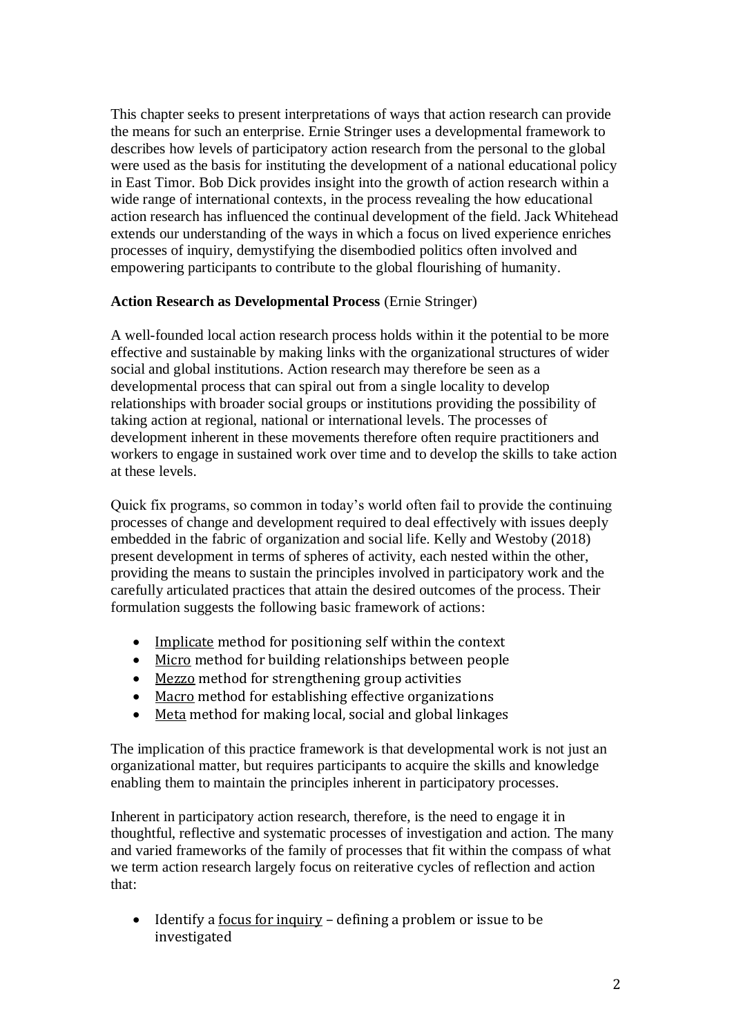This chapter seeks to present interpretations of ways that action research can provide the means for such an enterprise. Ernie Stringer uses a developmental framework to describes how levels of participatory action research from the personal to the global were used as the basis for instituting the development of a national educational policy in East Timor. Bob Dick provides insight into the growth of action research within a wide range of international contexts, in the process revealing the how educational action research has influenced the continual development of the field. Jack Whitehead extends our understanding of the ways in which a focus on lived experience enriches processes of inquiry, demystifying the disembodied politics often involved and empowering participants to contribute to the global flourishing of humanity.

**Action Research as Developmental Process** (Ernie Stringer)

A well-founded local action research process holds within it the potential to be more effective and sustainable by making links with the organizational structures of wider social and global institutions. Action research may therefore be seen as a developmental process that can spiral out from a single locality to develop relationships with broader social groups or institutions providing the possibility of taking action at regional, national or international levels. The processes of development inherent in these movements therefore often require practitioners and workers to engage in sustained work over time and to develop the skills to take action at these levels.

Quick fix programs, so common in today's world often fail to provide the continuing processes of change and development required to deal effectively with issues deeply embedded in the fabric of organization and social life. Kelly and Westoby (2018) present development in terms of spheres of activity, each nested within the other, providing the means to sustain the principles involved in participatory work and the carefully articulated practices that attain the desired outcomes of the process. Their formulation suggests the following basic framework of actions:

- Implicate method for positioning self within the context
- Micro method for building relationships between people
- Mezzo method for strengthening group activities
- Macro method for establishing effective organizations
- Meta method for making local, social and global linkages

The implication of this practice framework is that developmental work is not just an organizational matter, but requires participants to acquire the skills and knowledge enabling them to maintain the principles inherent in participatory processes.

Inherent in participatory action research, therefore, is the need to engage it in thoughtful, reflective and systematic processes of investigation and action. The many and varied frameworks of the family of processes that fit within the compass of what we term action research largely focus on reiterative cycles of reflection and action that:

- Identify a focus for inquiry – defining a problem or issue to be investigated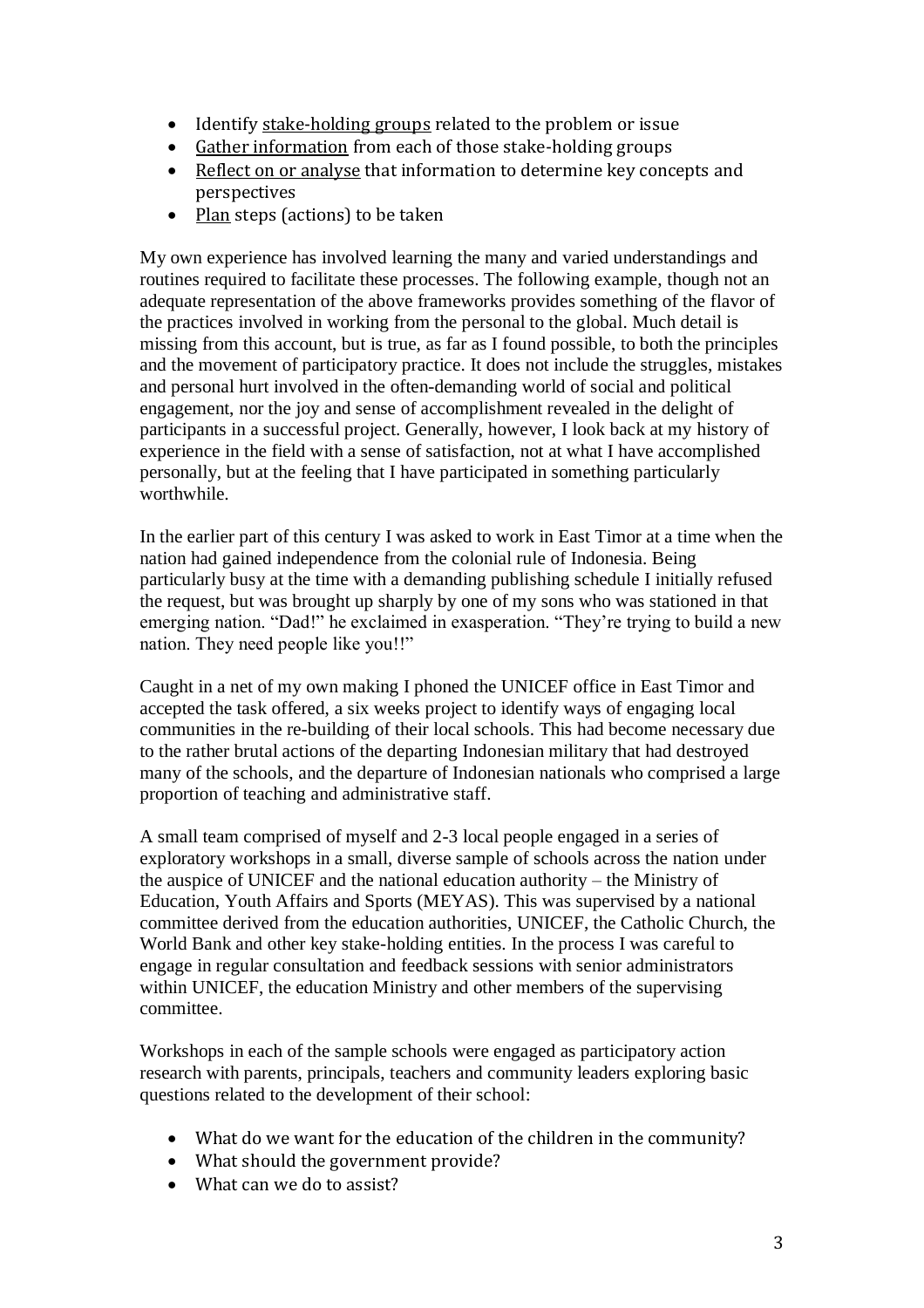- Identify <u>stake-holding groups</u> related to the problem or issue
- <u>Gather information</u> from each of those stake-holding groups
- <u>Reflect on or analyse</u> that information to determine key concepts and perspectives
- <u>Plan</u> steps (actions) to be taken

My own experience has involved learning the many and varied understandings and routines required to facilitate these processes. The following example, though not an adequate representation of the above frameworks provides something of the flavor of the practices involved in working from the personal to the global. Much detail is missing from this account, but is true, as far as I found possible, to both the principles and the movement of participatory practice. It does not include the struggles, mistakes and personal hurt involved in the often-demanding world of social and political engagement, nor the joy and sense of accomplishment revealed in the delight of participants in a successful project. Generally, however, I look back at my history of experience in the field with a sense of satisfaction, not at what I have accomplished personally, but at the feeling that I have participated in something particularly worthwhile.

In the earlier part of this century I was asked to work in East Timor at a time when the nation had gained independence from the colonial rule of Indonesia. Being particularly busy at the time with a demanding publishing schedule I initially refused the request, but was brought up sharply by one of my sons who was stationed in that emerging nation. "Dad!" he exclaimed in exasperation. "They're trying to build a new nation. They need people like you!!"

Caught in a net of my own making I phoned the UNICEF office in East Timor and accepted the task offered, a six weeks project to identify ways of engaging local communities in the re-building of their local schools. This had become necessary due to the rather brutal actions of the departing Indonesian military that had destroyed many of the schools, and the departure of Indonesian nationals who comprised a large proportion of teaching and administrative staff.

A small team comprised of myself and 2-3 local people engaged in a series of exploratory workshops in a small, diverse sample of schools across the nation under the auspice of UNICEF and the national education authority – the Ministry of Education, Youth Affairs and Sports (MEYAS). This was supervised by a national committee derived from the education authorities, UNICEF, the Catholic Church, the World Bank and other key stake-holding entities. In the process I was careful to engage in regular consultation and feedback sessions with senior administrators within UNICEF, the education Ministry and other members of the supervising committee.

Workshops in each of the sample schools were engaged as participatory action research with parents, principals, teachers and community leaders exploring basic questions related to the development of their school:

- What do we want for the education of the children in the community?
- What should the government provide?
- What can we do to assist?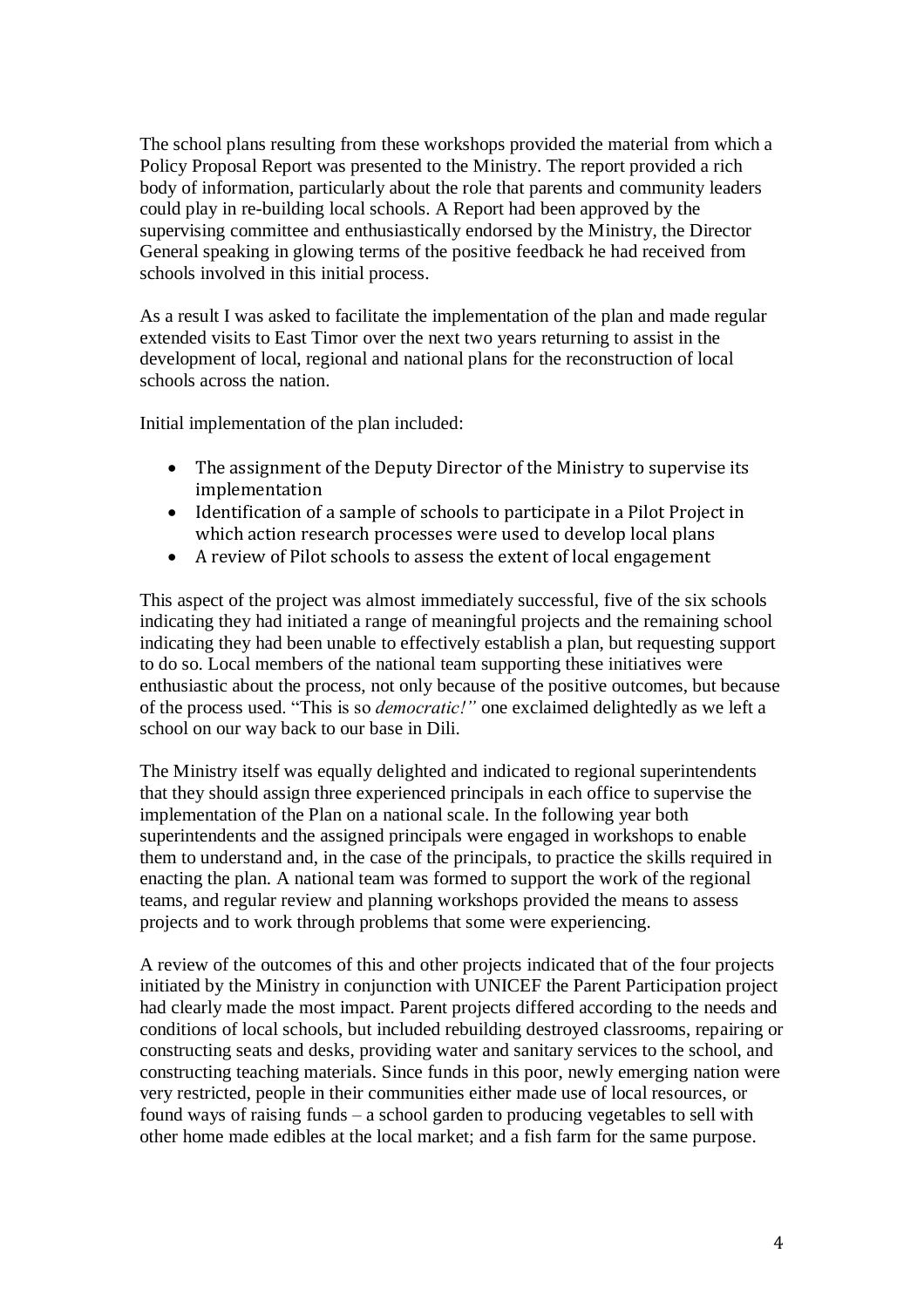The school plans resulting from these workshops provided the material from which a Policy Proposal Report was presented to the Ministry. The report provided a rich body of information, particularly about the role that parents and community leaders could play in re-building local schools. A Report had been approved by the supervising committee and enthusiastically endorsed by the Ministry, the Director General speaking in glowing terms of the positive feedback he had received from schools involved in this initial process.

As a result I was asked to facilitate the implementation of the plan and made regular extended visits to East Timor over the next two years returning to assist in the development of local, regional and national plans for the reconstruction of local schools across the nation.

Initial implementation of the plan included:

- The assignment of the Deputy Director of the Ministry to supervise its implementation
- Identification of a sample of schools to participate in a Pilot Project in which action research processes were used to develop local plans
- A review of Pilot schools to assess the extent of local engagement

This aspect of the project was almost immediately successful, five of the six schools indicating they had initiated a range of meaningful projects and the remaining school indicating they had been unable to effectively establish a plan, but requesting support to do so. Local members of the national team supporting these initiatives were enthusiastic about the process, not only because of the positive outcomes, but because of the process used. "This is so *democratic!"* one exclaimed delightedly as we left a school on our way back to our base in Dili.

The Ministry itself was equally delighted and indicated to regional superintendents that they should assign three experienced principals in each office to supervise the implementation of the Plan on a national scale. In the following year both superintendents and the assigned principals were engaged in workshops to enable them to understand and, in the case of the principals, to practice the skills required in enacting the plan. A national team was formed to support the work of the regional teams, and regular review and planning workshops provided the means to assess projects and to work through problems that some were experiencing.

A review of the outcomes of this and other projects indicated that of the four projects initiated by the Ministry in conjunction with UNICEF the Parent Participation project had clearly made the most impact. Parent projects differed according to the needs and conditions of local schools, but included rebuilding destroyed classrooms, repairing or constructing seats and desks, providing water and sanitary services to the school, and constructing teaching materials. Since funds in this poor, newly emerging nation were very restricted, people in their communities either made use of local resources, or found ways of raising funds – a school garden to producing vegetables to sell with other home made edibles at the local market; and a fish farm for the same purpose.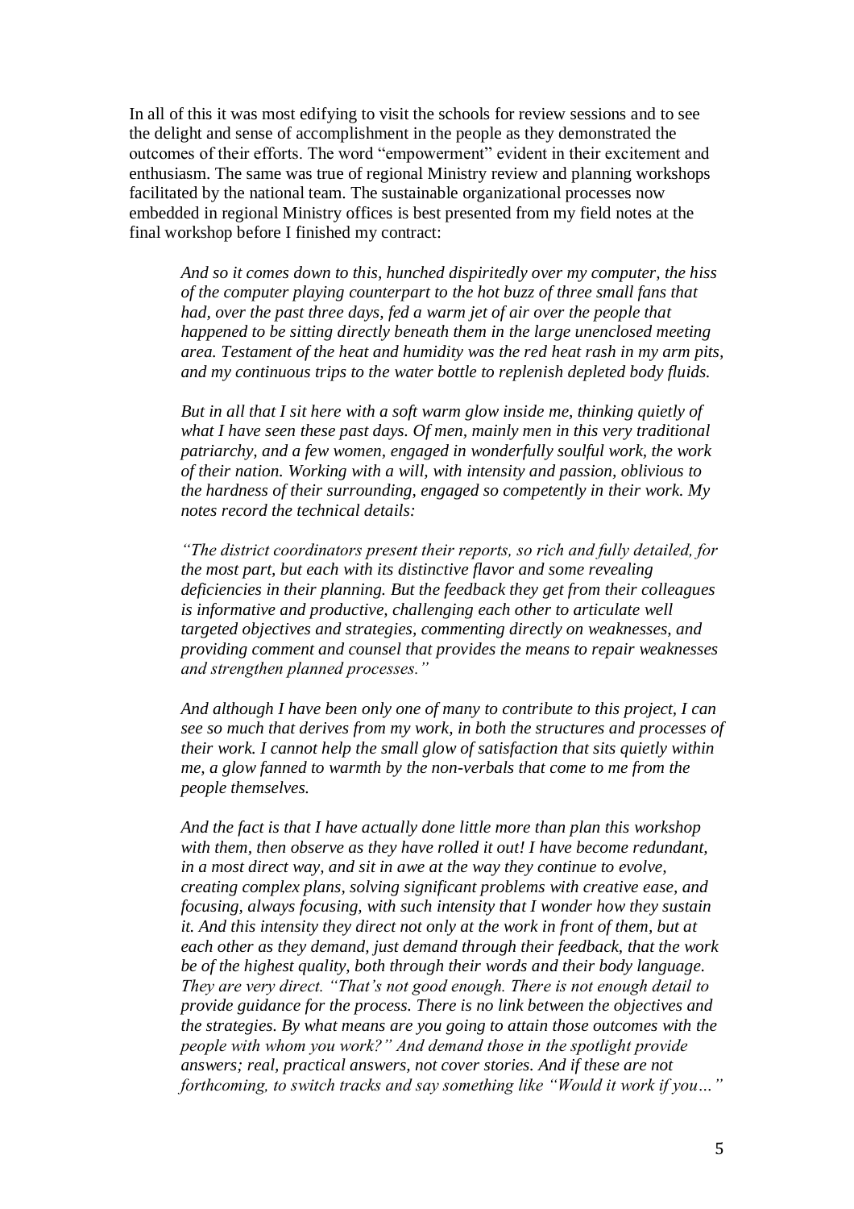In all of this it was most edifying to visit the schools for review sessions and to see the delight and sense of accomplishment in the people as they demonstrated the outcomes of their efforts. The word "empowerment" evident in their excitement and enthusiasm. The same was true of regional Ministry review and planning workshops facilitated by the national team. The sustainable organizational processes now embedded in regional Ministry offices is best presented from my field notes at the final workshop before I finished my contract:

> *And so it comes down to this, hunched dispiritedly over my computer, the hiss of the computer playing counterpart to the hot buzz of three small fans that had, over the past three days, fed a warm jet of air over the people that happened to be sitting directly beneath them in the large unenclosed meeting area. Testament of the heat and humidity was the red heat rash in my arm pits, and my continuous trips to the water bottle to replenish depleted body fluids.*
>
> *But in all that I sit here with a soft warm glow inside me, thinking quietly of what I have seen these past days. Of men, mainly men in this very traditional patriarchy, and a few women, engaged in wonderfully soulful work, the work of their nation. Working with a will, with intensity and passion, oblivious to the hardness of their surrounding, engaged so competently in their work. My notes record the technical details:*
>
> *"The district coordinators present their reports, so rich and fully detailed, for the most part, but each with its distinctive flavor and some revealing deficiencies in their planning. But the feedback they get from their colleagues is informative and productive, challenging each other to articulate well targeted objectives and strategies, commenting directly on weaknesses, and providing comment and counsel that provides the means to repair weaknesses and strengthen planned processes."*
>
> *And although I have been only one of many to contribute to this project, I can see so much that derives from my work, in both the structures and processes of their work. I cannot help the small glow of satisfaction that sits quietly within me, a glow fanned to warmth by the non-verbals that come to me from the people themselves.*
>
> *And the fact is that I have actually done little more than plan this workshop with them, then observe as they have rolled it out! I have become redundant, in a most direct way, and sit in awe at the way they continue to evolve, creating complex plans, solving significant problems with creative ease, and focusing, always focusing, with such intensity that I wonder how they sustain it. And this intensity they direct not only at the work in front of them, but at each other as they demand, just demand through their feedback, that the work be of the highest quality, both through their words and their body language. They are very direct. "That's not good enough. There is not enough detail to provide guidance for the process. There is no link between the objectives and the strategies. By what means are you going to attain those outcomes with the people with whom you work?" And demand those in the spotlight provide answers; real, practical answers, not cover stories. And if these are not forthcoming, to switch tracks and say something like "Would it work if you…"*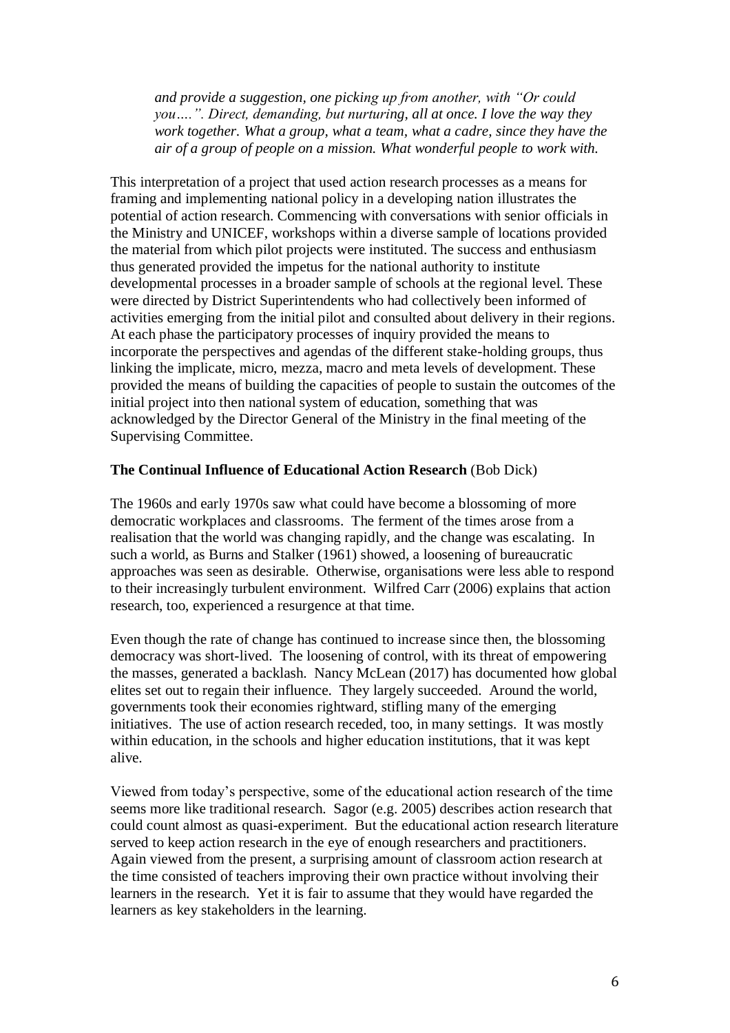*and provide a suggestion, one picking up from another, with "Or could you….". Direct, demanding, but nurturing, all at once. I love the way they work together. What a group, what a team, what a cadre, since they have the air of a group of people on a mission. What wonderful people to work with.*

This interpretation of a project that used action research processes as a means for framing and implementing national policy in a developing nation illustrates the potential of action research. Commencing with conversations with senior officials in the Ministry and UNICEF, workshops within a diverse sample of locations provided the material from which pilot projects were instituted. The success and enthusiasm thus generated provided the impetus for the national authority to institute developmental processes in a broader sample of schools at the regional level. These were directed by District Superintendents who had collectively been informed of activities emerging from the initial pilot and consulted about delivery in their regions. At each phase the participatory processes of inquiry provided the means to incorporate the perspectives and agendas of the different stake-holding groups, thus linking the implicate, micro, mezza, macro and meta levels of development. These provided the means of building the capacities of people to sustain the outcomes of the initial project into then national system of education, something that was acknowledged by the Director General of the Ministry in the final meeting of the Supervising Committee.

**The Continual Influence of Educational Action Research** (Bob Dick)

The 1960s and early 1970s saw what could have become a blossoming of more democratic workplaces and classrooms. The ferment of the times arose from a realisation that the world was changing rapidly, and the change was escalating. In such a world, as Burns and Stalker (1961) showed, a loosening of bureaucratic approaches was seen as desirable. Otherwise, organisations were less able to respond to their increasingly turbulent environment. Wilfred Carr (2006) explains that action research, too, experienced a resurgence at that time.

Even though the rate of change has continued to increase since then, the blossoming democracy was short-lived. The loosening of control, with its threat of empowering the masses, generated a backlash. Nancy McLean (2017) has documented how global elites set out to regain their influence. They largely succeeded. Around the world, governments took their economies rightward, stifling many of the emerging initiatives. The use of action research receded, too, in many settings. It was mostly within education, in the schools and higher education institutions, that it was kept alive.

Viewed from today's perspective, some of the educational action research of the time seems more like traditional research. Sagor (e.g. 2005) describes action research that could count almost as quasi-experiment. But the educational action research literature served to keep action research in the eye of enough researchers and practitioners. Again viewed from the present, a surprising amount of classroom action research at the time consisted of teachers improving their own practice without involving their learners in the research. Yet it is fair to assume that they would have regarded the learners as key stakeholders in the learning.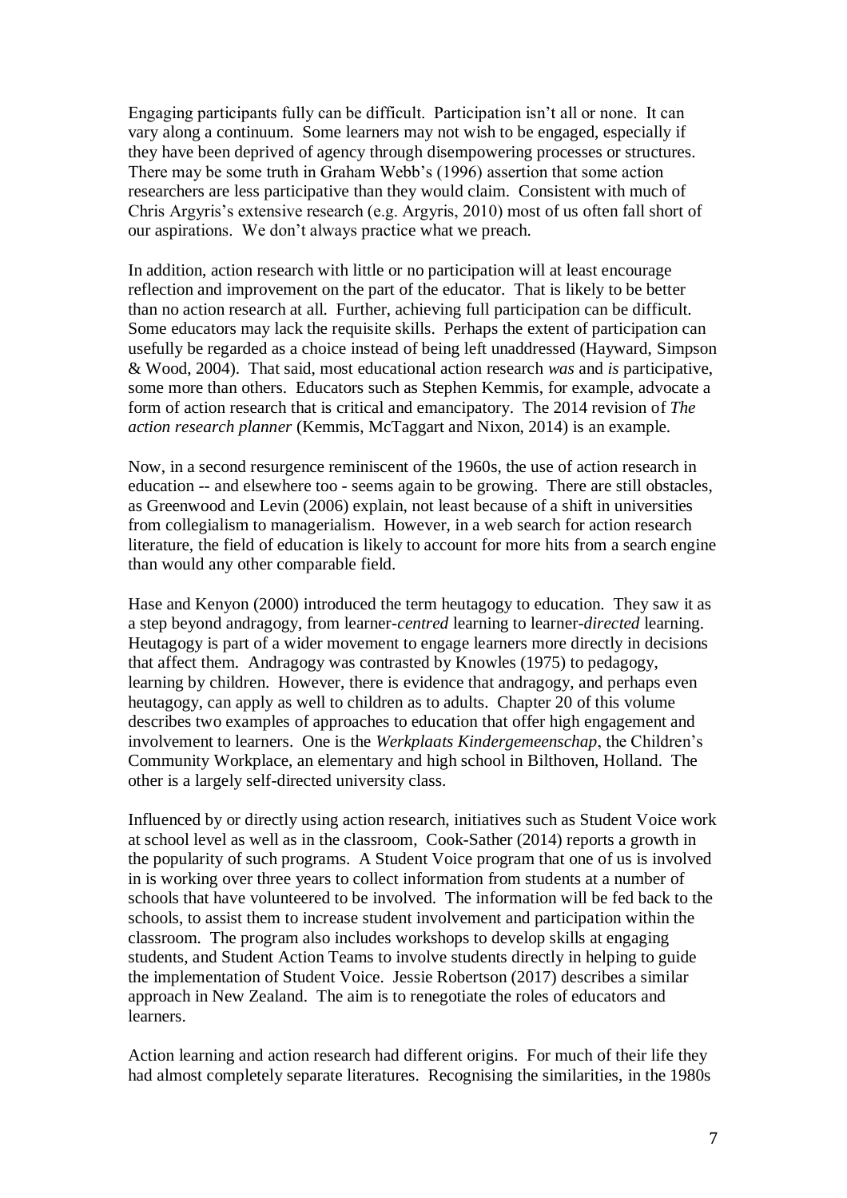Engaging participants fully can be difficult. Participation isn't all or none. It can vary along a continuum. Some learners may not wish to be engaged, especially if they have been deprived of agency through disempowering processes or structures. There may be some truth in Graham Webb's (1996) assertion that some action researchers are less participative than they would claim. Consistent with much of Chris Argyris's extensive research (e.g. Argyris, 2010) most of us often fall short of our aspirations. We don't always practice what we preach.

In addition, action research with little or no participation will at least encourage reflection and improvement on the part of the educator. That is likely to be better than no action research at all. Further, achieving full participation can be difficult. Some educators may lack the requisite skills. Perhaps the extent of participation can usefully be regarded as a choice instead of being left unaddressed (Hayward, Simpson & Wood, 2004). That said, most educational action research *was* and *is* participative, some more than others. Educators such as Stephen Kemmis, for example, advocate a form of action research that is critical and emancipatory. The 2014 revision of *The action research planner* (Kemmis, McTaggart and Nixon, 2014) is an example.

Now, in a second resurgence reminiscent of the 1960s, the use of action research in education -- and elsewhere too - seems again to be growing. There are still obstacles, as Greenwood and Levin (2006) explain, not least because of a shift in universities from collegialism to managerialism. However, in a web search for action research literature, the field of education is likely to account for more hits from a search engine than would any other comparable field.

Hase and Kenyon (2000) introduced the term heutagogy to education. They saw it as a step beyond andragogy, from learner-*centred* learning to learner-*directed* learning. Heutagogy is part of a wider movement to engage learners more directly in decisions that affect them. Andragogy was contrasted by Knowles (1975) to pedagogy, learning by children. However, there is evidence that andragogy, and perhaps even heutagogy, can apply as well to children as to adults. Chapter 20 of this volume describes two examples of approaches to education that offer high engagement and involvement to learners. One is the *Werkplaats Kindergemeenschap*, the Children's Community Workplace, an elementary and high school in Bilthoven, Holland. The other is a largely self-directed university class.

Influenced by or directly using action research, initiatives such as Student Voice work at school level as well as in the classroom, Cook-Sather (2014) reports a growth in the popularity of such programs. A Student Voice program that one of us is involved in is working over three years to collect information from students at a number of schools that have volunteered to be involved. The information will be fed back to the schools, to assist them to increase student involvement and participation within the classroom. The program also includes workshops to develop skills at engaging students, and Student Action Teams to involve students directly in helping to guide the implementation of Student Voice. Jessie Robertson (2017) describes a similar approach in New Zealand. The aim is to renegotiate the roles of educators and learners.

Action learning and action research had different origins. For much of their life they had almost completely separate literatures. Recognising the similarities, in the 1980s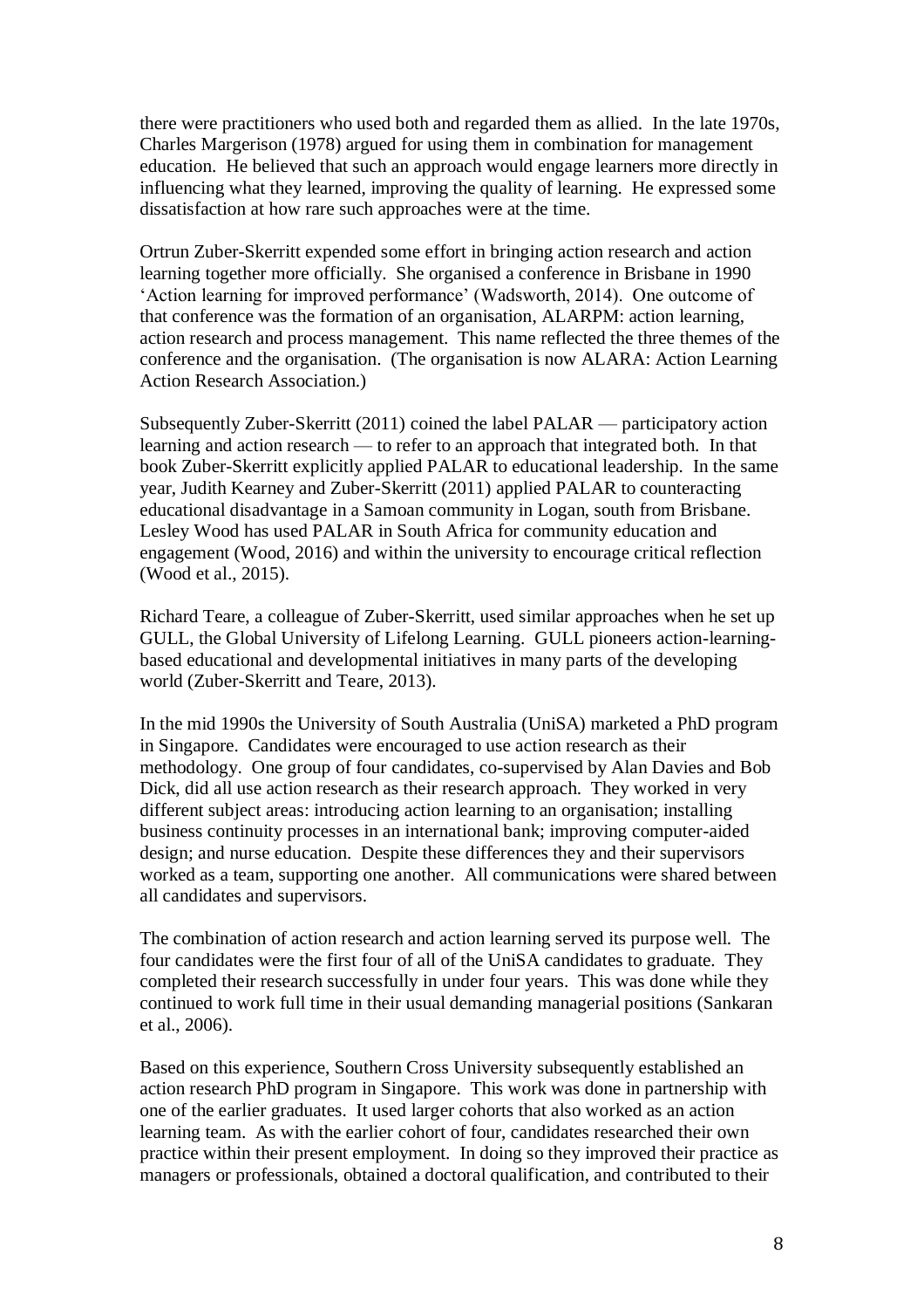there were practitioners who used both and regarded them as allied. In the late 1970s, Charles Margerison (1978) argued for using them in combination for management education. He believed that such an approach would engage learners more directly in influencing what they learned, improving the quality of learning. He expressed some dissatisfaction at how rare such approaches were at the time.

Ortrun Zuber-Skerritt expended some effort in bringing action research and action learning together more officially. She organised a conference in Brisbane in 1990 'Action learning for improved performance' (Wadsworth, 2014). One outcome of that conference was the formation of an organisation, ALARPM: action learning, action research and process management. This name reflected the three themes of the conference and the organisation. (The organisation is now ALARA: Action Learning Action Research Association.)

Subsequently Zuber-Skerritt (2011) coined the label PALAR — participatory action learning and action research — to refer to an approach that integrated both. In that book Zuber-Skerritt explicitly applied PALAR to educational leadership. In the same year, Judith Kearney and Zuber-Skerritt (2011) applied PALAR to counteracting educational disadvantage in a Samoan community in Logan, south from Brisbane. Lesley Wood has used PALAR in South Africa for community education and engagement (Wood, 2016) and within the university to encourage critical reflection (Wood et al., 2015).

Richard Teare, a colleague of Zuber-Skerritt, used similar approaches when he set up GULL, the Global University of Lifelong Learning. GULL pioneers action-learning-based educational and developmental initiatives in many parts of the developing world (Zuber-Skerritt and Teare, 2013).

In the mid 1990s the University of South Australia (UniSA) marketed a PhD program in Singapore. Candidates were encouraged to use action research as their methodology. One group of four candidates, co-supervised by Alan Davies and Bob Dick, did all use action research as their research approach. They worked in very different subject areas: introducing action learning to an organisation; installing business continuity processes in an international bank; improving computer-aided design; and nurse education. Despite these differences they and their supervisors worked as a team, supporting one another. All communications were shared between all candidates and supervisors.

The combination of action research and action learning served its purpose well. The four candidates were the first four of all of the UniSA candidates to graduate. They completed their research successfully in under four years. This was done while they continued to work full time in their usual demanding managerial positions (Sankaran et al., 2006).

Based on this experience, Southern Cross University subsequently established an action research PhD program in Singapore. This work was done in partnership with one of the earlier graduates. It used larger cohorts that also worked as an action learning team. As with the earlier cohort of four, candidates researched their own practice within their present employment. In doing so they improved their practice as managers or professionals, obtained a doctoral qualification, and contributed to their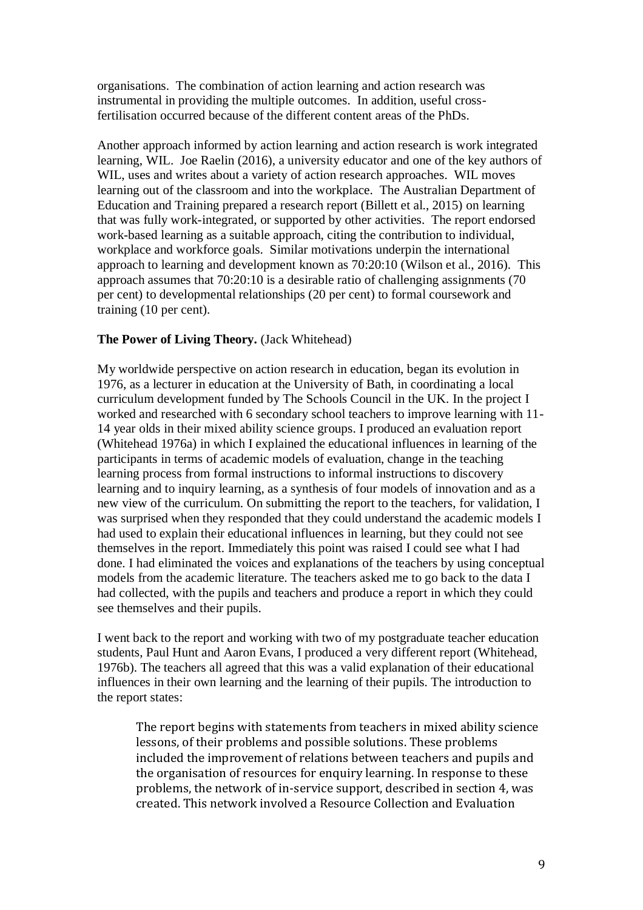organisations. The combination of action learning and action research was instrumental in providing the multiple outcomes. In addition, useful cross-fertilisation occurred because of the different content areas of the PhDs.

Another approach informed by action learning and action research is work integrated learning, WIL. Joe Raelin (2016), a university educator and one of the key authors of WIL, uses and writes about a variety of action research approaches. WIL moves learning out of the classroom and into the workplace. The Australian Department of Education and Training prepared a research report (Billett et al., 2015) on learning that was fully work-integrated, or supported by other activities. The report endorsed work-based learning as a suitable approach, citing the contribution to individual, workplace and workforce goals. Similar motivations underpin the international approach to learning and development known as 70:20:10 (Wilson et al., 2016). This approach assumes that 70:20:10 is a desirable ratio of challenging assignments (70 per cent) to developmental relationships (20 per cent) to formal coursework and training (10 per cent).

**The Power of Living Theory.** (Jack Whitehead)

My worldwide perspective on action research in education, began its evolution in 1976, as a lecturer in education at the University of Bath, in coordinating a local curriculum development funded by The Schools Council in the UK. In the project I worked and researched with 6 secondary school teachers to improve learning with 11-14 year olds in their mixed ability science groups. I produced an evaluation report (Whitehead 1976a) in which I explained the educational influences in learning of the participants in terms of academic models of evaluation, change in the teaching learning process from formal instructions to informal instructions to discovery learning and to inquiry learning, as a synthesis of four models of innovation and as a new view of the curriculum. On submitting the report to the teachers, for validation, I was surprised when they responded that they could understand the academic models I had used to explain their educational influences in learning, but they could not see themselves in the report. Immediately this point was raised I could see what I had done. I had eliminated the voices and explanations of the teachers by using conceptual models from the academic literature. The teachers asked me to go back to the data I had collected, with the pupils and teachers and produce a report in which they could see themselves and their pupils.

I went back to the report and working with two of my postgraduate teacher education students, Paul Hunt and Aaron Evans, I produced a very different report (Whitehead, 1976b). The teachers all agreed that this was a valid explanation of their educational influences in their own learning and the learning of their pupils. The introduction to the report states:

> The report begins with statements from teachers in mixed ability science lessons, of their problems and possible solutions. These problems included the improvement of relations between teachers and pupils and the organisation of resources for enquiry learning. In response to these problems, the network of in-service support, described in section 4, was created. This network involved a Resource Collection and Evaluation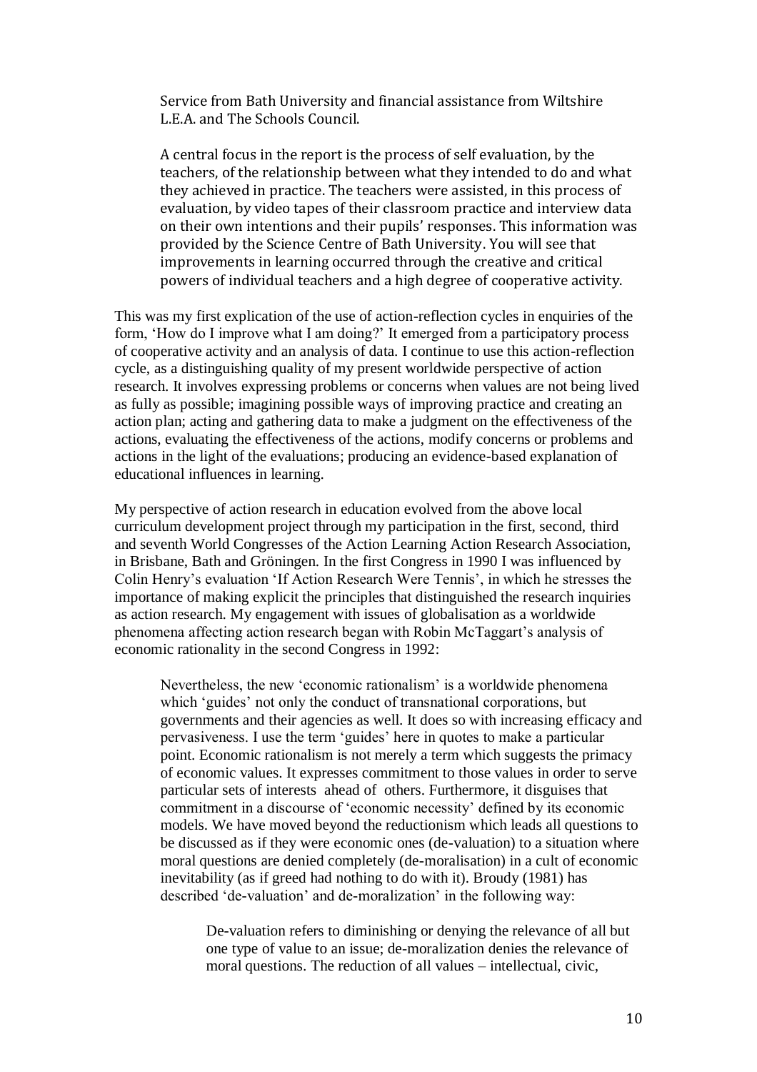> Service from Bath University and financial assistance from Wiltshire L.E.A. and The Schools Council.
>
> A central focus in the report is the process of self evaluation, by the teachers, of the relationship between what they intended to do and what they achieved in practice. The teachers were assisted, in this process of evaluation, by video tapes of their classroom practice and interview data on their own intentions and their pupils' responses. This information was provided by the Science Centre of Bath University. You will see that improvements in learning occurred through the creative and critical powers of individual teachers and a high degree of cooperative activity.

This was my first explication of the use of action-reflection cycles in enquiries of the form, 'How do I improve what I am doing?' It emerged from a participatory process of cooperative activity and an analysis of data. I continue to use this action-reflection cycle, as a distinguishing quality of my present worldwide perspective of action research. It involves expressing problems or concerns when values are not being lived as fully as possible; imagining possible ways of improving practice and creating an action plan; acting and gathering data to make a judgment on the effectiveness of the actions, evaluating the effectiveness of the actions, modify concerns or problems and actions in the light of the evaluations; producing an evidence-based explanation of educational influences in learning.

My perspective of action research in education evolved from the above local curriculum development project through my participation in the first, second, third and seventh World Congresses of the Action Learning Action Research Association, in Brisbane, Bath and Gröningen. In the first Congress in 1990 I was influenced by Colin Henry's evaluation 'If Action Research Were Tennis', in which he stresses the importance of making explicit the principles that distinguished the research inquiries as action research. My engagement with issues of globalisation as a worldwide phenomena affecting action research began with Robin McTaggart's analysis of economic rationality in the second Congress in 1992:

> Nevertheless, the new 'economic rationalism' is a worldwide phenomena which 'guides' not only the conduct of transnational corporations, but governments and their agencies as well. It does so with increasing efficacy and pervasiveness. I use the term 'guides' here in quotes to make a particular point. Economic rationalism is not merely a term which suggests the primacy of economic values. It expresses commitment to those values in order to serve particular sets of interests ahead of others. Furthermore, it disguises that commitment in a discourse of 'economic necessity' defined by its economic models. We have moved beyond the reductionism which leads all questions to be discussed as if they were economic ones (de-valuation) to a situation where moral questions are denied completely (de-moralisation) in a cult of economic inevitability (as if greed had nothing to do with it). Broudy (1981) has described 'de-valuation' and de-moralization' in the following way:
>
> > De-valuation refers to diminishing or denying the relevance of all but one type of value to an issue; de-moralization denies the relevance of moral questions. The reduction of all values – intellectual, civic,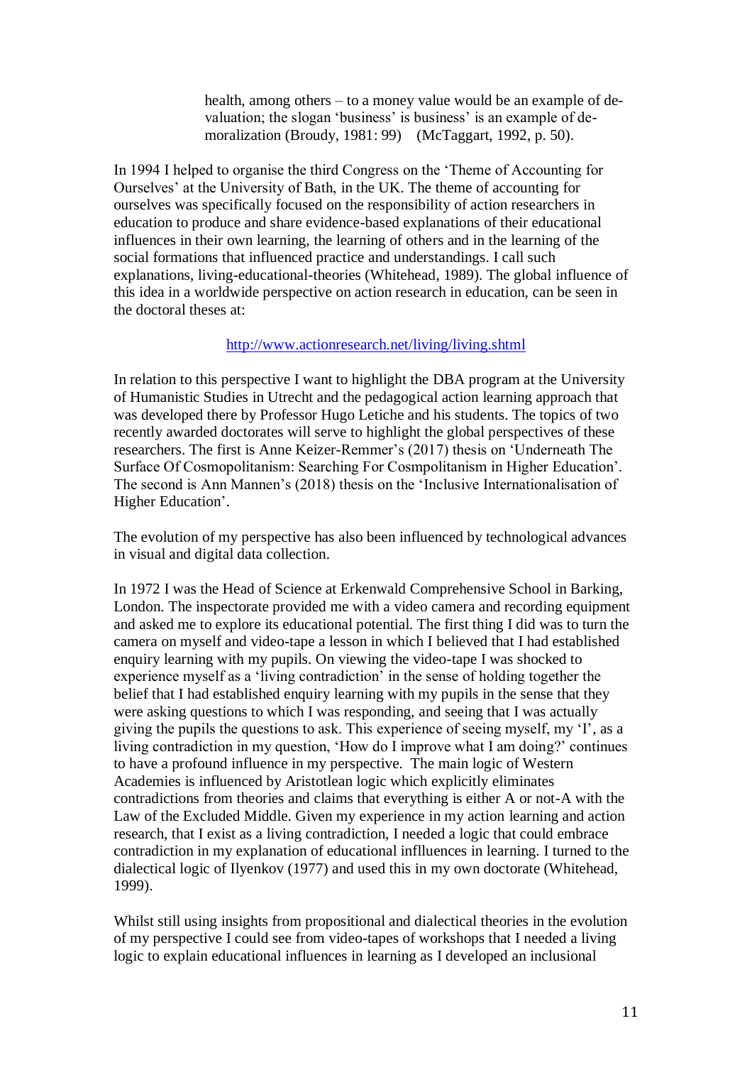> health, among others – to a money value would be an example of de-valuation; the slogan 'business' is business' is an example of de-moralization (Broudy, 1981: 99) (McTaggart, 1992, p. 50).

In 1994 I helped to organise the third Congress on the 'Theme of Accounting for Ourselves' at the University of Bath, in the UK. The theme of accounting for ourselves was specifically focused on the responsibility of action researchers in education to produce and share evidence-based explanations of their educational influences in their own learning, the learning of others and in the learning of the social formations that influenced practice and understandings. I call such explanations, living-educational-theories (Whitehead, 1989). The global influence of this idea in a worldwide perspective on action research in education, can be seen in the doctoral theses at:

http://www.actionresearch.net/living/living.shtml

In relation to this perspective I want to highlight the DBA program at the University of Humanistic Studies in Utrecht and the pedagogical action learning approach that was developed there by Professor Hugo Letiche and his students. The topics of two recently awarded doctorates will serve to highlight the global perspectives of these researchers. The first is Anne Keizer-Remmer's (2017) thesis on 'Underneath The Surface Of Cosmopolitanism: Searching For Cosmpolitanism in Higher Education'. The second is Ann Mannen's (2018) thesis on the 'Inclusive Internationalisation of Higher Education'.

The evolution of my perspective has also been influenced by technological advances in visual and digital data collection.

In 1972 I was the Head of Science at Erkenwald Comprehensive School in Barking, London. The inspectorate provided me with a video camera and recording equipment and asked me to explore its educational potential. The first thing I did was to turn the camera on myself and video-tape a lesson in which I believed that I had established enquiry learning with my pupils. On viewing the video-tape I was shocked to experience myself as a 'living contradiction' in the sense of holding together the belief that I had established enquiry learning with my pupils in the sense that they were asking questions to which I was responding, and seeing that I was actually giving the pupils the questions to ask. This experience of seeing myself, my 'I', as a living contradiction in my question, 'How do I improve what I am doing?' continues to have a profound influence in my perspective. The main logic of Western Academies is influenced by Aristotlean logic which explicitly eliminates contradictions from theories and claims that everything is either A or not-A with the Law of the Excluded Middle. Given my experience in my action learning and action research, that I exist as a living contradiction, I needed a logic that could embrace contradiction in my explanation of educational inflluences in learning. I turned to the dialectical logic of Ilyenkov (1977) and used this in my own doctorate (Whitehead, 1999).

Whilst still using insights from propositional and dialectical theories in the evolution of my perspective I could see from video-tapes of workshops that I needed a living logic to explain educational influences in learning as I developed an inclusional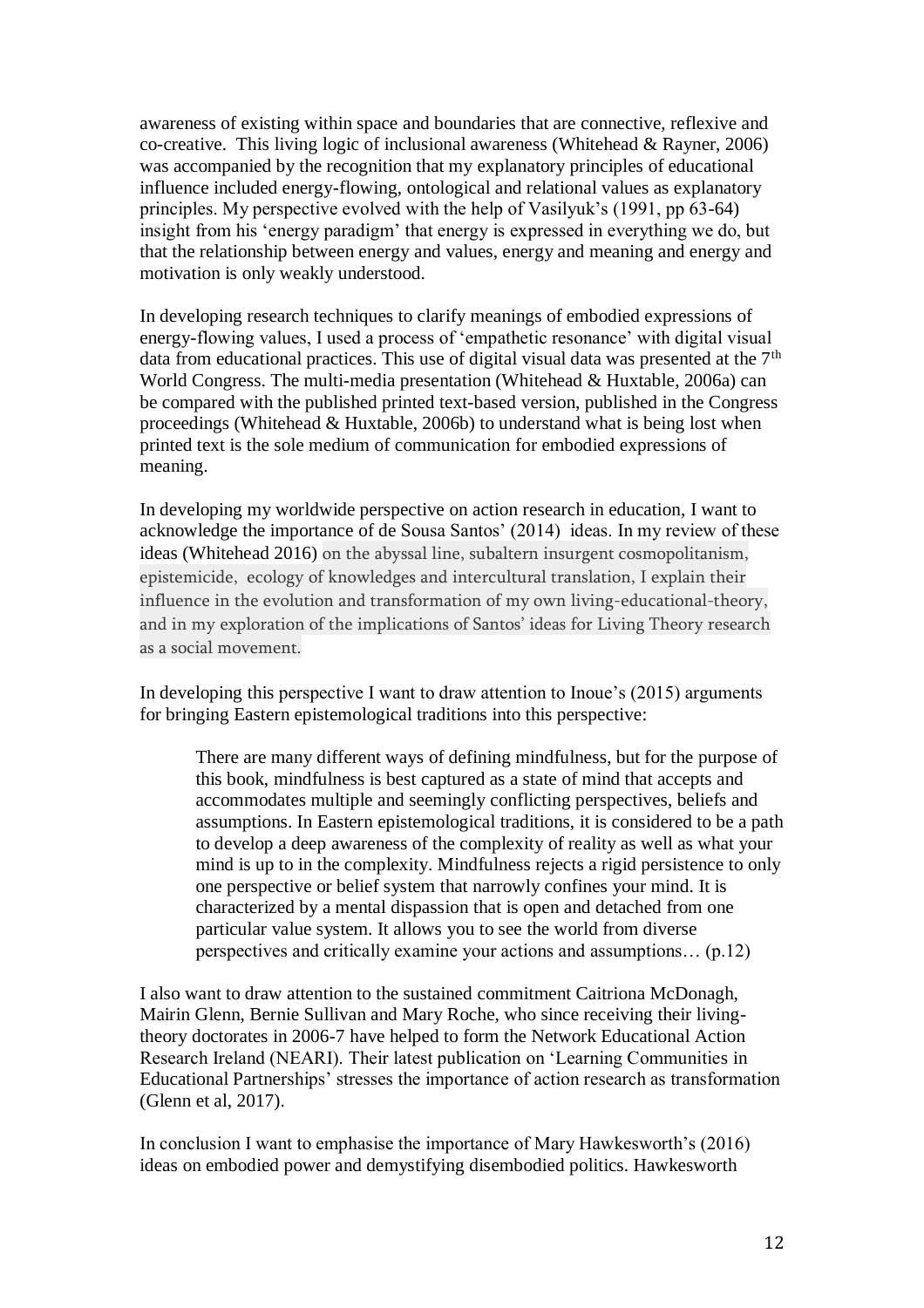awareness of existing within space and boundaries that are connective, reflexive and co-creative. This living logic of inclusional awareness (Whitehead & Rayner, 2006) was accompanied by the recognition that my explanatory principles of educational influence included energy-flowing, ontological and relational values as explanatory principles. My perspective evolved with the help of Vasilyuk's (1991, pp 63-64) insight from his 'energy paradigm' that energy is expressed in everything we do, but that the relationship between energy and values, energy and meaning and energy and motivation is only weakly understood.

In developing research techniques to clarify meanings of embodied expressions of energy-flowing values, I used a process of 'empathetic resonance' with digital visual data from educational practices. This use of digital visual data was presented at the 7th World Congress. The multi-media presentation (Whitehead & Huxtable, 2006a) can be compared with the published printed text-based version, published in the Congress proceedings (Whitehead & Huxtable, 2006b) to understand what is being lost when printed text is the sole medium of communication for embodied expressions of meaning.

In developing my worldwide perspective on action research in education, I want to acknowledge the importance of de Sousa Santos' (2014) ideas. In my review of these ideas (Whitehead 2016) on the abyssal line, subaltern insurgent cosmopolitanism, epistemicide, ecology of knowledges and intercultural translation, I explain their influence in the evolution and transformation of my own living-educational-theory, and in my exploration of the implications of Santos' ideas for Living Theory research as a social movement.

In developing this perspective I want to draw attention to Inoue's (2015) arguments for bringing Eastern epistemological traditions into this perspective:

> There are many different ways of defining mindfulness, but for the purpose of this book, mindfulness is best captured as a state of mind that accepts and accommodates multiple and seemingly conflicting perspectives, beliefs and assumptions. In Eastern epistemological traditions, it is considered to be a path to develop a deep awareness of the complexity of reality as well as what your mind is up to in the complexity. Mindfulness rejects a rigid persistence to only one perspective or belief system that narrowly confines your mind. It is characterized by a mental dispassion that is open and detached from one particular value system. It allows you to see the world from diverse perspectives and critically examine your actions and assumptions… (p.12)

I also want to draw attention to the sustained commitment Caitriona McDonagh, Mairin Glenn, Bernie Sullivan and Mary Roche, who since receiving their living-theory doctorates in 2006-7 have helped to form the Network Educational Action Research Ireland (NEARI). Their latest publication on 'Learning Communities in Educational Partnerships' stresses the importance of action research as transformation (Glenn et al, 2017).

In conclusion I want to emphasise the importance of Mary Hawkesworth's (2016) ideas on embodied power and demystifying disembodied politics. Hawkesworth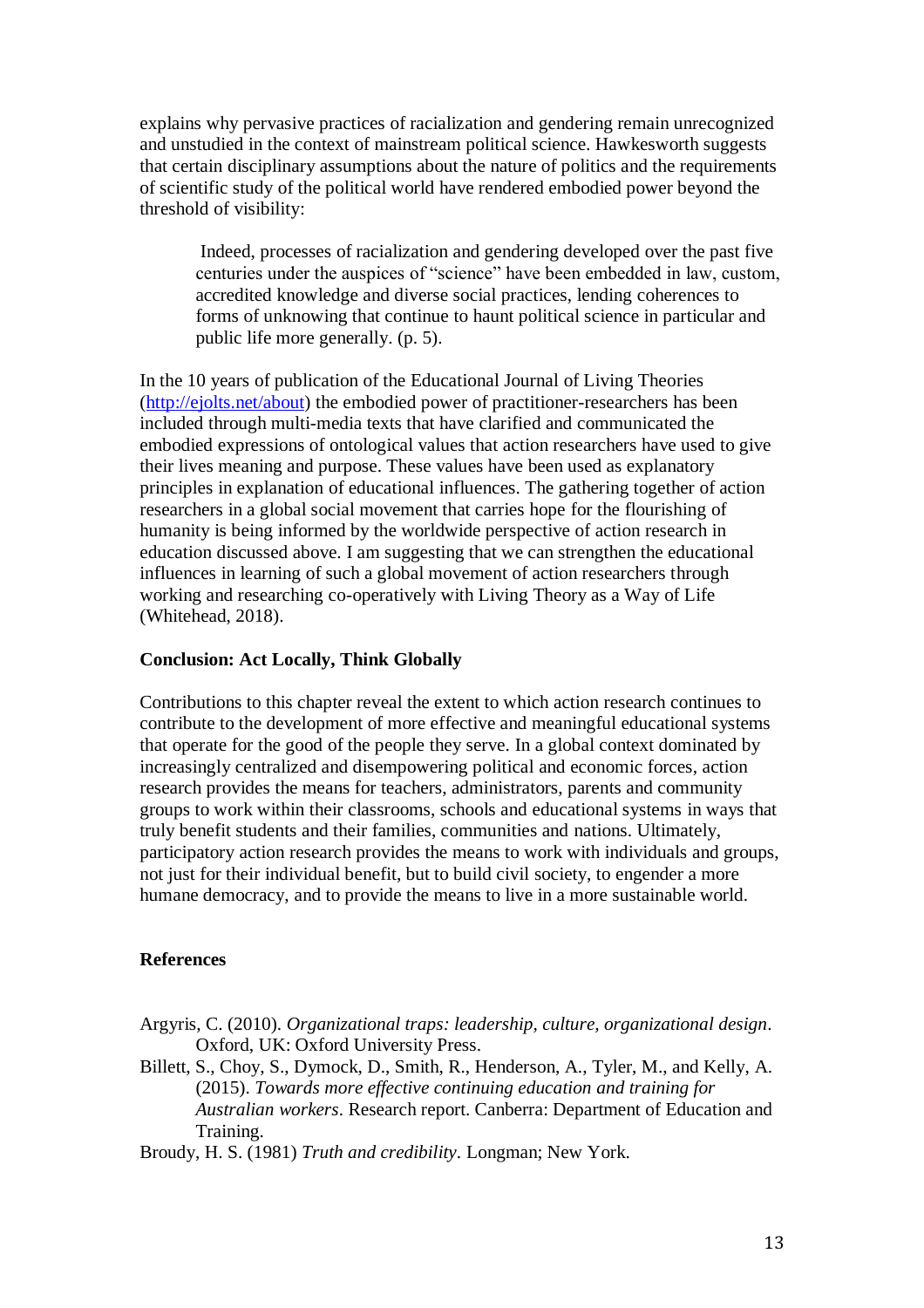explains why pervasive practices of racialization and gendering remain unrecognized and unstudied in the context of mainstream political science. Hawkesworth suggests that certain disciplinary assumptions about the nature of politics and the requirements of scientific study of the political world have rendered embodied power beyond the threshold of visibility:

> Indeed, processes of racialization and gendering developed over the past five centuries under the auspices of "science" have been embedded in law, custom, accredited knowledge and diverse social practices, lending coherences to forms of unknowing that continue to haunt political science in particular and public life more generally. (p. 5).

In the 10 years of publication of the Educational Journal of Living Theories (http://ejolts.net/about) the embodied power of practitioner-researchers has been included through multi-media texts that have clarified and communicated the embodied expressions of ontological values that action researchers have used to give their lives meaning and purpose. These values have been used as explanatory principles in explanation of educational influences. The gathering together of action researchers in a global social movement that carries hope for the flourishing of humanity is being informed by the worldwide perspective of action research in education discussed above. I am suggesting that we can strengthen the educational influences in learning of such a global movement of action researchers through working and researching co-operatively with Living Theory as a Way of Life (Whitehead, 2018).

## Conclusion: Act Locally, Think Globally

Contributions to this chapter reveal the extent to which action research continues to contribute to the development of more effective and meaningful educational systems that operate for the good of the people they serve. In a global context dominated by increasingly centralized and disempowering political and economic forces, action research provides the means for teachers, administrators, parents and community groups to work within their classrooms, schools and educational systems in ways that truly benefit students and their families, communities and nations. Ultimately, participatory action research provides the means to work with individuals and groups, not just for their individual benefit, but to build civil society, to engender a more humane democracy, and to provide the means to live in a more sustainable world.

## References

Argyris, C. (2010). *Organizational traps: leadership, culture, organizational design*. Oxford, UK: Oxford University Press.

Billett, S., Choy, S., Dymock, D., Smith, R., Henderson, A., Tyler, M., and Kelly, A. (2015). *Towards more effective continuing education and training for Australian workers*. Research report. Canberra: Department of Education and Training.

Broudy, H. S. (1981) *Truth and credibility*. Longman; New York.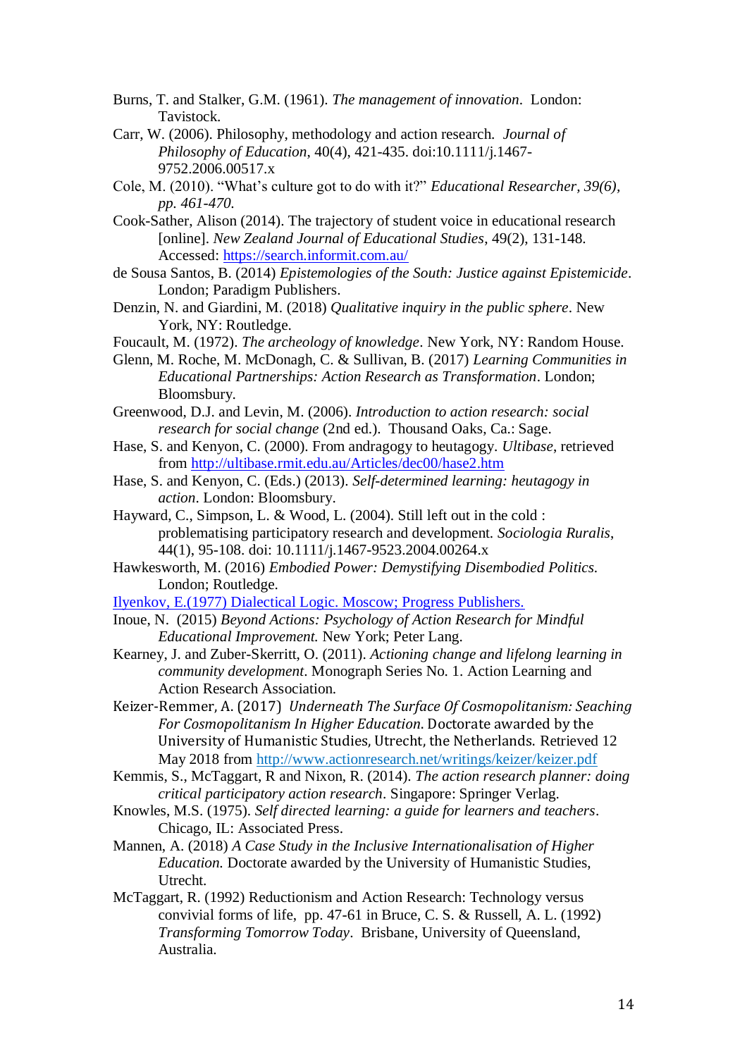Burns, T. and Stalker, G.M. (1961). *The management of innovation*. London: Tavistock.

Carr, W. (2006). Philosophy, methodology and action research. *Journal of Philosophy of Education*, 40(4), 421-435. doi:10.1111/j.1467-9752.2006.00517.x

Cole, M. (2010). "What's culture got to do with it?" *Educational Researcher, 39(6), pp. 461-470.*

Cook-Sather, Alison (2014). The trajectory of student voice in educational research [online]. *New Zealand Journal of Educational Studies*, 49(2), 131-148. Accessed: [https://search.informit.com.au/](https://search.informit.com.au/)

de Sousa Santos, B. (2014) *Epistemologies of the South: Justice against Epistemicide*. London; Paradigm Publishers.

Denzin, N. and Giardini, M. (2018) *Qualitative inquiry in the public sphere*. New York, NY: Routledge.

Foucault, M. (1972). *The archeology of knowledge*. New York, NY: Random House.

Glenn, M. Roche, M. McDonagh, C. & Sullivan, B. (2017) *Learning Communities in Educational Partnerships: Action Research as Transformation*. London; Bloomsbury.

Greenwood, D.J. and Levin, M. (2006). *Introduction to action research: social research for social change* (2nd ed.). Thousand Oaks, Ca.: Sage.

Hase, S. and Kenyon, C. (2000). From andragogy to heutagogy. *Ultibase*, retrieved from [http://ultibase.rmit.edu.au/Articles/dec00/hase2.htm](http://ultibase.rmit.edu.au/Articles/dec00/hase2.htm)

Hase, S. and Kenyon, C. (Eds.) (2013). *Self-determined learning: heutagogy in action*. London: Bloomsbury.

Hayward, C., Simpson, L. & Wood, L. (2004). Still left out in the cold : problematising participatory research and development. *Sociologia Ruralis*, 44(1), 95-108. doi: 10.1111/j.1467-9523.2004.00264.x

Hawkesworth, M. (2016) *Embodied Power: Demystifying Disembodied Politics*. London; Routledge.

Ilyenkov, E.(1977) Dialectical Logic. Moscow; Progress Publishers.

Inoue, N. (2015) *Beyond Actions: Psychology of Action Research for Mindful Educational Improvement.* New York; Peter Lang.

Kearney, J. and Zuber-Skerritt, O. (2011). *Actioning change and lifelong learning in community development*. Monograph Series No. 1. Action Learning and Action Research Association.

Keizer-Remmer, A. (2017) *Underneath The Surface Of Cosmopolitanism: Seaching For Cosmopolitanism In Higher Education.* Doctorate awarded by the University of Humanistic Studies, Utrecht, the Netherlands. Retrieved 12 May 2018 from [http://www.actionresearch.net/writings/keizer/keizer.pdf](http://www.actionresearch.net/writings/keizer/keizer.pdf)

Kemmis, S., McTaggart, R and Nixon, R. (2014). *The action research planner: doing critical participatory action research*. Singapore: Springer Verlag.

Knowles, M.S. (1975). *Self directed learning: a guide for learners and teachers*. Chicago, IL: Associated Press.

Mannen, A. (2018) *A Case Study in the Inclusive Internationalisation of Higher Education.* Doctorate awarded by the University of Humanistic Studies, Utrecht.

McTaggart, R. (1992) Reductionism and Action Research: Technology versus convivial forms of life, pp. 47-61 in Bruce, C. S. & Russell, A. L. (1992) *Transforming Tomorrow Today*. Brisbane, University of Queensland, Australia.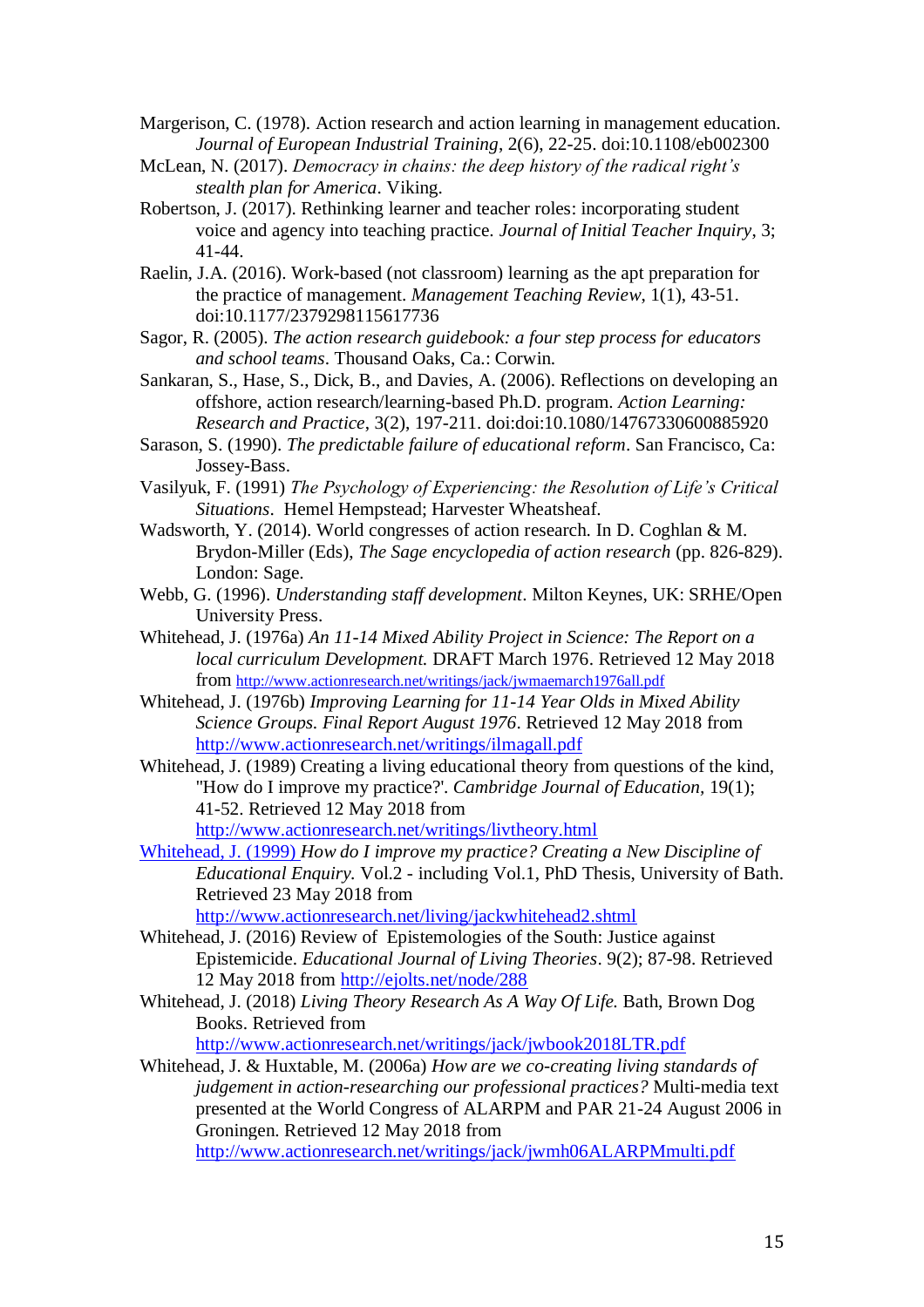Margerison, C. (1978). Action research and action learning in management education. *Journal of European Industrial Training*, 2(6), 22-25. doi:10.1108/eb002300

McLean, N. (2017). *Democracy in chains: the deep history of the radical right's stealth plan for America*. Viking.

Robertson, J. (2017). Rethinking learner and teacher roles: incorporating student voice and agency into teaching practice. *Journal of Initial Teacher Inquiry*, 3; 41-44.

Raelin, J.A. (2016). Work-based (not classroom) learning as the apt preparation for the practice of management. *Management Teaching Review*, 1(1), 43-51. doi:10.1177/2379298115617736

Sagor, R. (2005). *The action research guidebook: a four step process for educators and school teams*. Thousand Oaks, Ca.: Corwin.

Sankaran, S., Hase, S., Dick, B., and Davies, A. (2006). Reflections on developing an offshore, action research/learning-based Ph.D. program. *Action Learning: Research and Practice*, 3(2), 197-211. doi:doi:10.1080/14767330600885920

Sarason, S. (1990). *The predictable failure of educational reform*. San Francisco, Ca: Jossey-Bass.

Vasilyuk, F. (1991) *The Psychology of Experiencing: the Resolution of Life's Critical Situations*. Hemel Hempstead; Harvester Wheatsheaf.

Wadsworth, Y. (2014). World congresses of action research. In D. Coghlan & M. Brydon-Miller (Eds), *The Sage encyclopedia of action research* (pp. 826-829). London: Sage.

Webb, G. (1996). *Understanding staff development*. Milton Keynes, UK: SRHE/Open University Press.

Whitehead, J. (1976a) *An 11-14 Mixed Ability Project in Science: The Report on a local curriculum Development.* DRAFT March 1976. Retrieved 12 May 2018 from http://www.actionresearch.net/writings/jack/jwmaemarch1976all.pdf

Whitehead, J. (1976b) *Improving Learning for 11-14 Year Olds in Mixed Ability Science Groups. Final Report August 1976*. Retrieved 12 May 2018 from http://www.actionresearch.net/writings/ilmagall.pdf

Whitehead, J. (1989) Creating a living educational theory from questions of the kind, "How do I improve my practice?'. *Cambridge Journal of Education*, 19(1); 41-52. Retrieved 12 May 2018 from http://www.actionresearch.net/writings/livtheory.html

Whitehead, J. (1999) *How do I improve my practice? Creating a New Discipline of Educational Enquiry.* Vol.2 - including Vol.1, PhD Thesis, University of Bath. Retrieved 23 May 2018 from http://www.actionresearch.net/living/jackwhitehead2.shtml

Whitehead, J. (2016) Review of Epistemologies of the South: Justice against Epistemicide. *Educational Journal of Living Theories*. 9(2); 87-98. Retrieved 12 May 2018 from http://ejolts.net/node/288

Whitehead, J. (2018) *Living Theory Research As A Way Of Life.* Bath, Brown Dog Books. Retrieved from http://www.actionresearch.net/writings/jack/jwbook2018LTR.pdf

Whitehead, J. & Huxtable, M. (2006a) *How are we co-creating living standards of judgement in action-researching our professional practices?* Multi-media text presented at the World Congress of ALARPM and PAR 21-24 August 2006 in Groningen. Retrieved 12 May 2018 from http://www.actionresearch.net/writings/jack/jwmh06ALARPMmulti.pdf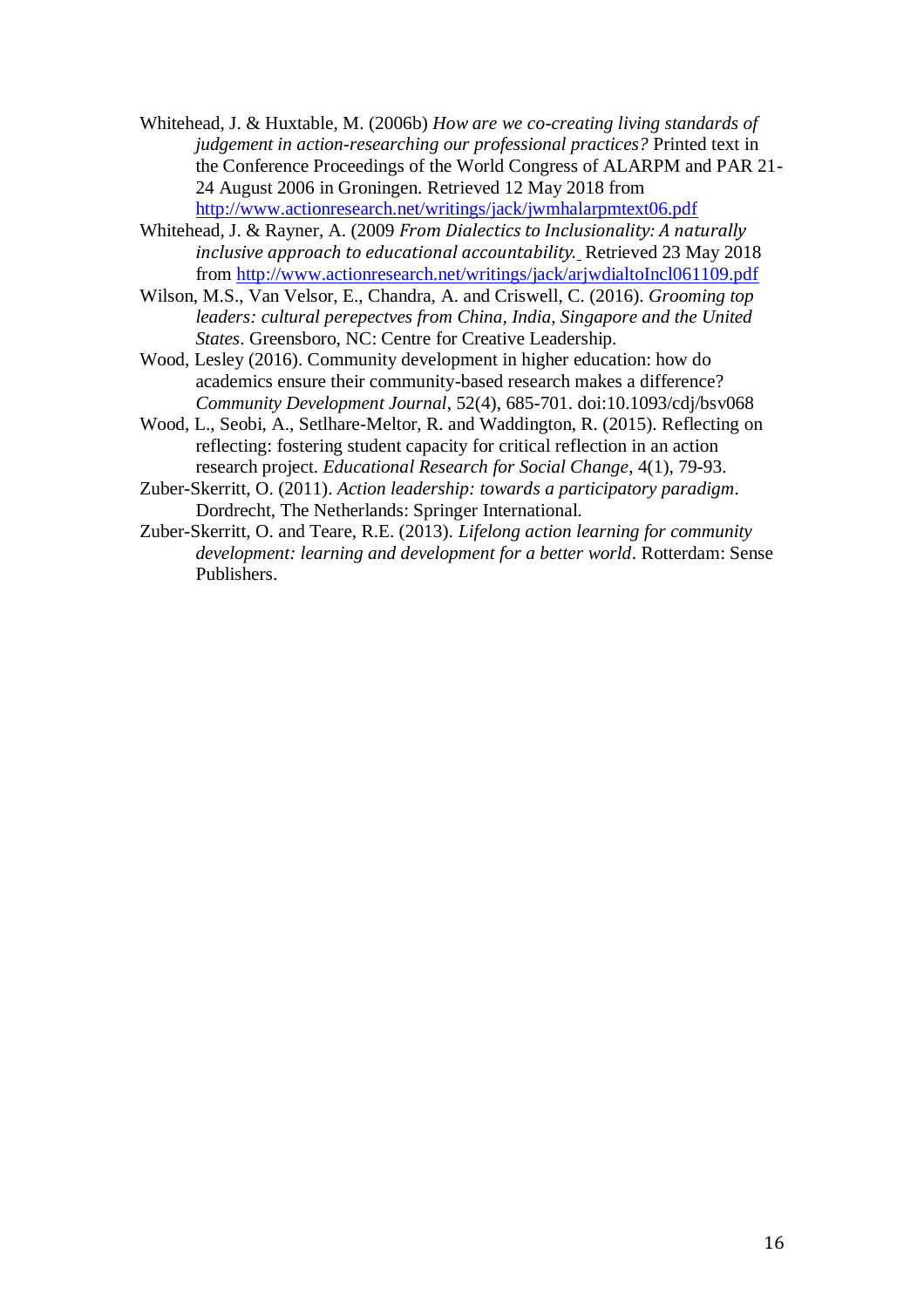Whitehead, J. & Huxtable, M. (2006b) *How are we co-creating living standards of judgement in action-researching our professional practices?* Printed text in the Conference Proceedings of the World Congress of ALARPM and PAR 21-24 August 2006 in Groningen. Retrieved 12 May 2018 from http://www.actionresearch.net/writings/jack/jwmhalarpmtext06.pdf

Whitehead, J. & Rayner, A. (2009 *From Dialectics to Inclusionality: A naturally inclusive approach to educational accountability.* Retrieved 23 May 2018 from http://www.actionresearch.net/writings/jack/arjwdialtoIncl061109.pdf

Wilson, M.S., Van Velsor, E., Chandra, A. and Criswell, C. (2016). *Grooming top leaders: cultural perepectves from China, India, Singapore and the United States*. Greensboro, NC: Centre for Creative Leadership.

Wood, Lesley (2016). Community development in higher education: how do academics ensure their community-based research makes a difference? *Community Development Journal*, 52(4), 685-701. doi:10.1093/cdj/bsv068

Wood, L., Seobi, A., Setlhare-Meltor, R. and Waddington, R. (2015). Reflecting on reflecting: fostering student capacity for critical reflection in an action research project. *Educational Research for Social Change*, 4(1), 79-93.

Zuber-Skerritt, O. (2011). *Action leadership: towards a participatory paradigm*. Dordrecht, The Netherlands: Springer International.

Zuber-Skerritt, O. and Teare, R.E. (2013). *Lifelong action learning for community development: learning and development for a better world*. Rotterdam: Sense Publishers.